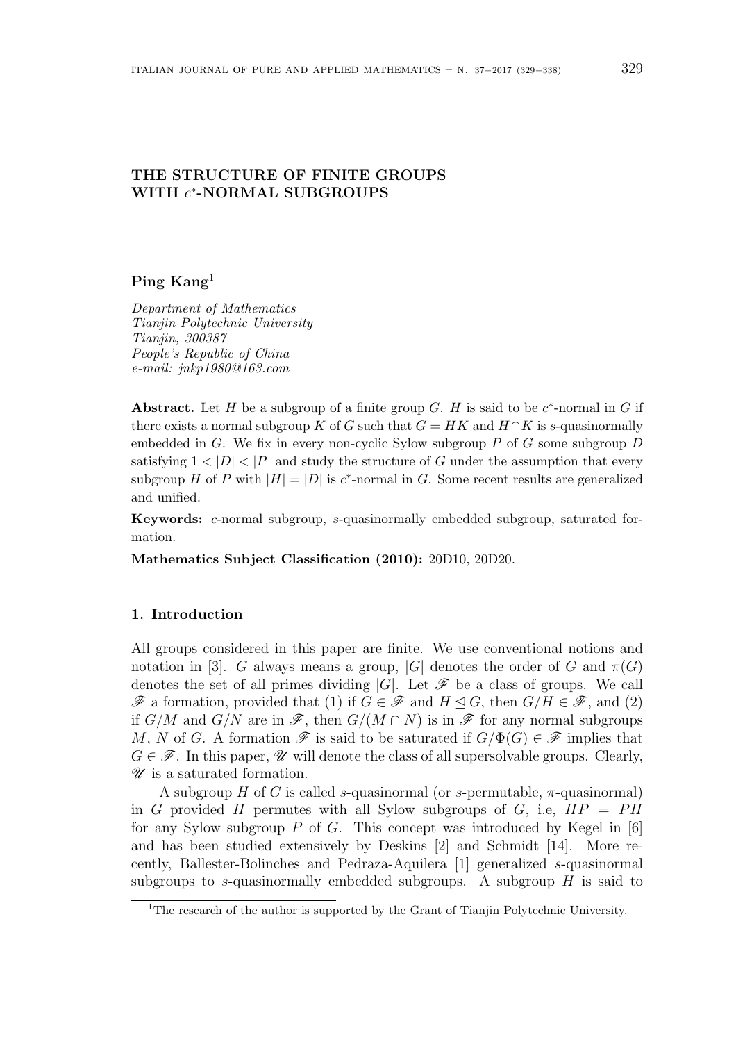# THE STRUCTURE OF FINITE GROUPS WITH $c^*$-NORMAL SUBGROUPS

**Ping Kang**[1]

*Department of Mathematics*
*Tianjin Polytechnic University*
*Tianjin, 300387*
*People's Republic of China*
*e-mail: jnkp1980@163.com*

**Abstract.** Let $H$ be a subgroup of a finite group $G$. $H$ is said to be $c^*$-normal in $G$ if there exists a normal subgroup $K$ of $G$ such that $G = HK$ and $H \cap K$ is $s$-quasinormally embedded in $G$. We fix in every non-cyclic Sylow subgroup $P$ of $G$ some subgroup $D$ satisfying $1 < |D| < |P|$ and study the structure of $G$ under the assumption that every subgroup $H$ of $P$ with $|H| = |D|$ is $c^*$-normal in $G$. Some recent results are generalized and unified.

**Keywords:** $c$-normal subgroup, $s$-quasinormally embedded subgroup, saturated formation.

**Mathematics Subject Classification (2010):** 20D10, 20D20.

## 1. Introduction

All groups considered in this paper are finite. We use conventional notions and notation in [3]. $G$ always means a group, $|G|$ denotes the order of $G$ and $\pi(G)$ denotes the set of all primes dividing $|G|$. Let $\mathscr{F}$ be a class of groups. We call $\mathscr{F}$ a formation, provided that (1) if $G \in \mathscr{F}$ and $H \trianglelefteq G$, then $G/H \in \mathscr{F}$, and (2) if $G/M$ and $G/N$ are in $\mathscr{F}$, then $G/(M \cap N)$ is in $\mathscr{F}$ for any normal subgroups $M$, $N$ of $G$. A formation $\mathscr{F}$ is said to be saturated if $G/\Phi(G) \in \mathscr{F}$ implies that $G \in \mathscr{F}$. In this paper, $\mathscr{U}$ will denote the class of all supersolvable groups. Clearly, $\mathscr{U}$ is a saturated formation.

A subgroup $H$ of $G$ is called $s$-quasinormal (or $s$-permutable, $\pi$-quasinormal) in $G$ provided $H$ permutes with all Sylow subgroups of $G$, i.e, $HP = PH$ for any Sylow subgroup $P$ of $G$. This concept was introduced by Kegel in [6] and has been studied extensively by Deskins [2] and Schmidt [14]. More recently, Ballester-Bolinches and Pedraza-Aquilera [1] generalized $s$-quasinormal subgroups to $s$-quasinormally embedded subgroups. A subgroup $H$ is said to

---

[1] The research of the author is supported by the Grant of Tianjin Polytechnic University.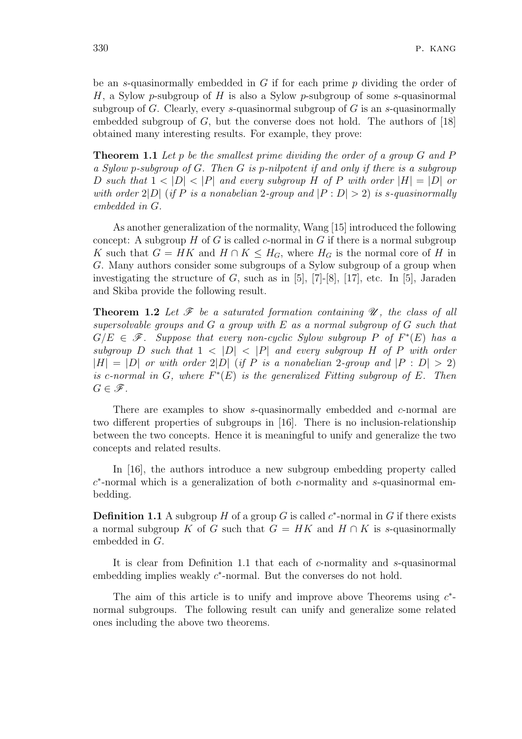be an $s$-quasinormally embedded in $G$ if for each prime $p$ dividing the order of $H$, a Sylow $p$-subgroup of $H$ is also a Sylow $p$-subgroup of some $s$-quasinormal subgroup of $G$. Clearly, every $s$-quasinormal subgroup of $G$ is an $s$-quasinormally embedded subgroup of $G$, but the converse does not hold. The authors of [18] obtained many interesting results. For example, they prove:

**Theorem 1.1** *Let $p$ be the smallest prime dividing the order of a group $G$ and $P$ a Sylow $p$-subgroup of $G$. Then $G$ is $p$-nilpotent if and only if there is a subgroup $D$ such that $1 < |D| < |P|$ and every subgroup $H$ of $P$ with order $|H| = |D|$ or with order $2|D|$ (if $P$ is a nonabelian 2-group and $|P : D| > 2$) is $s$-quasinormally embedded in $G$.*

As another generalization of the normality, Wang [15] introduced the following concept: A subgroup $H$ of $G$ is called $c$-normal in $G$ if there is a normal subgroup $K$ such that $G = HK$ and $H \cap K \leq H_G$, where $H_G$ is the normal core of $H$ in $G$. Many authors consider some subgroups of a Sylow subgroup of a group when investigating the structure of $G$, such as in [5], [7]-[8], [17], etc. In [5], Jaraden and Skiba provide the following result.

**Theorem 1.2** *Let $\mathscr{F}$ be a saturated formation containing $\mathscr{U}$, the class of all supersolvable groups and $G$ a group with $E$ as a normal subgroup of $G$ such that $G/E \in \mathscr{F}$. Suppose that every non-cyclic Sylow subgroup $P$ of $F^*(E)$ has a subgroup $D$ such that $1 < |D| < |P|$ and every subgroup $H$ of $P$ with order $|H| = |D|$ or with order $2|D|$ (if $P$ is a nonabelian 2-group and $|P : D| > 2$) is $c$-normal in $G$, where $F^*(E)$ is the generalized Fitting subgroup of $E$. Then $G \in \mathscr{F}$.*

There are examples to show $s$-quasinormally embedded and $c$-normal are two different properties of subgroups in [16]. There is no inclusion-relationship between the two concepts. Hence it is meaningful to unify and generalize the two concepts and related results.

In [16], the authors introduce a new subgroup embedding property called $c^*$-normal which is a generalization of both $c$-normality and $s$-quasinormal embedding.

**Definition 1.1** A subgroup $H$ of a group $G$ is called $c^*$-normal in $G$ if there exists a normal subgroup $K$ of $G$ such that $G = HK$ and $H \cap K$ is $s$-quasinormally embedded in $G$.

It is clear from Definition 1.1 that each of $c$-normality and $s$-quasinormal embedding implies weakly $c^*$-normal. But the converses do not hold.

The aim of this article is to unify and improve above Theorems using $c^*$-normal subgroups. The following result can unify and generalize some related ones including the above two theorems.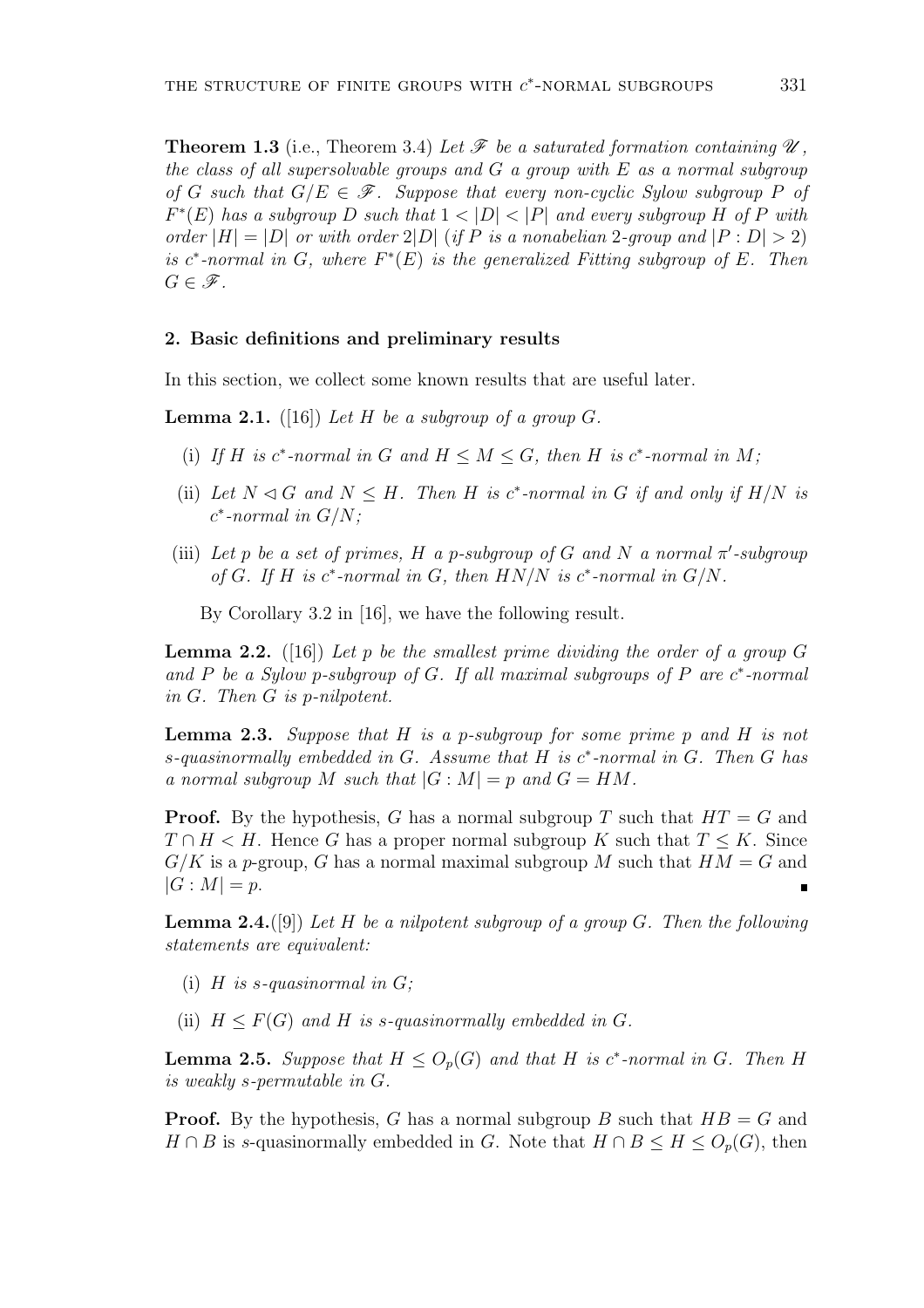**Theorem 1.3** (i.e., Theorem 3.4) *Let $\mathscr{F}$ be a saturated formation containing $\mathscr{U}$, the class of all supersolvable groups and $G$ a group with $E$ as a normal subgroup of $G$ such that $G/E \in \mathscr{F}$. Suppose that every non-cyclic Sylow subgroup $P$ of $F^*(E)$ has a subgroup $D$ such that $1 < |D| < |P|$ and every subgroup $H$ of $P$ with order $|H| = |D|$ or with order $2|D|$ (if $P$ is a nonabelian 2-group and $|P : D| > 2$) is $c^*$-normal in $G$, where $F^*(E)$ is the generalized Fitting subgroup of $E$. Then $G \in \mathscr{F}$.*

## 2. Basic definitions and preliminary results

In this section, we collect some known results that are useful later.

**Lemma 2.1.** ([16]) *Let $H$ be a subgroup of a group $G$.*

- (i) *If $H$ is $c^*$-normal in $G$ and $H \leq M \leq G$, then $H$ is $c^*$-normal in $M$;*
- (ii) *Let $N \lhd G$ and $N \leq H$. Then $H$ is $c^*$-normal in $G$ if and only if $H/N$ is $c^*$-normal in $G/N$;*
- (iii) *Let $p$ be a set of primes, $H$ a $p$-subgroup of $G$ and $N$ a normal $\pi'$-subgroup of $G$. If $H$ is $c^*$-normal in $G$, then $HN/N$ is $c^*$-normal in $G/N$.*

By Corollary 3.2 in [16], we have the following result.

**Lemma 2.2.** ([16]) *Let $p$ be the smallest prime dividing the order of a group $G$ and $P$ be a Sylow $p$-subgroup of $G$. If all maximal subgroups of $P$ are $c^*$-normal in $G$. Then $G$ is $p$-nilpotent.*

**Lemma 2.3.** *Suppose that $H$ is a $p$-subgroup for some prime $p$ and $H$ is not $s$-quasinormally embedded in $G$. Assume that $H$ is $c^*$-normal in $G$. Then $G$ has a normal subgroup $M$ such that $|G : M| = p$ and $G = HM$.*

**Proof.** By the hypothesis, $G$ has a normal subgroup $T$ such that $HT = G$ and $T \cap H < H$. Hence $G$ has a proper normal subgroup $K$ such that $T \leq K$. Since $G/K$ is a $p$-group, $G$ has a normal maximal subgroup $M$ such that $HM = G$ and $|G : M| = p$. ∎

**Lemma 2.4.**([9]) *Let $H$ be a nilpotent subgroup of a group $G$. Then the following statements are equivalent:*

- (i) *$H$ is $s$-quasinormal in $G$;*
- (ii) *$H \leq F(G)$ and $H$ is $s$-quasinormally embedded in $G$.*

**Lemma 2.5.** *Suppose that $H \leq O_p(G)$ and that $H$ is $c^*$-normal in $G$. Then $H$ is weakly $s$-permutable in $G$.*

**Proof.** By the hypothesis, $G$ has a normal subgroup $B$ such that $HB = G$ and $H \cap B$ is $s$-quasinormally embedded in $G$. Note that $H \cap B \leq H \leq O_p(G)$, then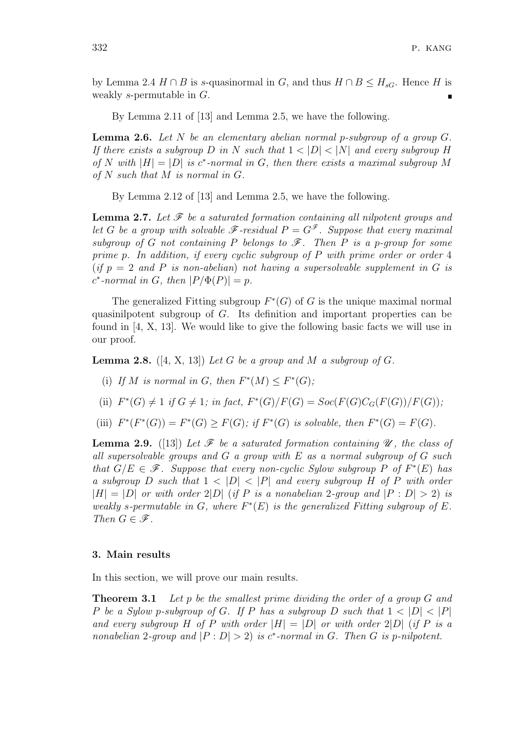by Lemma 2.4 $H \cap B$ is $s$-quasinormal in $G$, and thus $H \cap B \leq H_{sG}$. Hence $H$ is weakly $s$-permutable in $G$. ∎

By Lemma 2.11 of [13] and Lemma 2.5, we have the following.

**Lemma 2.6.** *Let $N$ be an elementary abelian normal $p$-subgroup of a group $G$. If there exists a subgroup $D$ in $N$ such that $1 < |D| < |N|$ and every subgroup $H$ of $N$ with $|H| = |D|$ is $c^*$-normal in $G$, then there exists a maximal subgroup $M$ of $N$ such that $M$ is normal in $G$.*

By Lemma 2.12 of [13] and Lemma 2.5, we have the following.

**Lemma 2.7.** *Let $\mathscr{F}$ be a saturated formation containing all nilpotent groups and let $G$ be a group with solvable $\mathscr{F}$-residual $P = G^{\mathscr{F}}$. Suppose that every maximal subgroup of $G$ not containing $P$ belongs to $\mathscr{F}$. Then $P$ is a $p$-group for some prime $p$. In addition, if every cyclic subgroup of $P$ with prime order or order 4 (if $p = 2$ and $P$ is non-abelian) not having a supersolvable supplement in $G$ is $c^*$-normal in $G$, then $|P/\Phi(P)| = p$.*

The generalized Fitting subgroup $F^*(G)$ of $G$ is the unique maximal normal quasinilpotent subgroup of $G$. Its definition and important properties can be found in [4, X, 13]. We would like to give the following basic facts we will use in our proof.

**Lemma 2.8.** ([4, X, 13]) *Let $G$ be a group and $M$ a subgroup of $G$.*

(i) *If $M$ is normal in $G$, then $F^*(M) \leq F^*(G)$;*

(ii) *$F^*(G) \neq 1$ if $G \neq 1$; in fact, $F^*(G)/F(G) = Soc(F(G)C_G(F(G))/F(G))$;*

(iii) *$F^*(F^*(G)) = F^*(G) \geq F(G)$; if $F^*(G)$ is solvable, then $F^*(G) = F(G)$.*

**Lemma 2.9.** ([13]) *Let $\mathscr{F}$ be a saturated formation containing $\mathscr{U}$, the class of all supersolvable groups and $G$ a group with $E$ as a normal subgroup of $G$ such that $G/E \in \mathscr{F}$. Suppose that every non-cyclic Sylow subgroup $P$ of $F^*(E)$ has a subgroup $D$ such that $1 < |D| < |P|$ and every subgroup $H$ of $P$ with order $|H| = |D|$ or with order $2|D|$ (if $P$ is a nonabelian 2-group and $|P : D| > 2$) is weakly $s$-permutable in $G$, where $F^*(E)$ is the generalized Fitting subgroup of $E$. Then $G \in \mathscr{F}$.*

## 3. Main results

In this section, we will prove our main results.

**Theorem 3.1** *Let $p$ be the smallest prime dividing the order of a group $G$ and $P$ be a Sylow $p$-subgroup of $G$. If $P$ has a subgroup $D$ such that $1 < |D| < |P|$ and every subgroup $H$ of $P$ with order $|H| = |D|$ or with order $2|D|$ (if $P$ is a nonabelian 2-group and $|P : D| > 2$) is $c^*$-normal in $G$. Then $G$ is $p$-nilpotent.*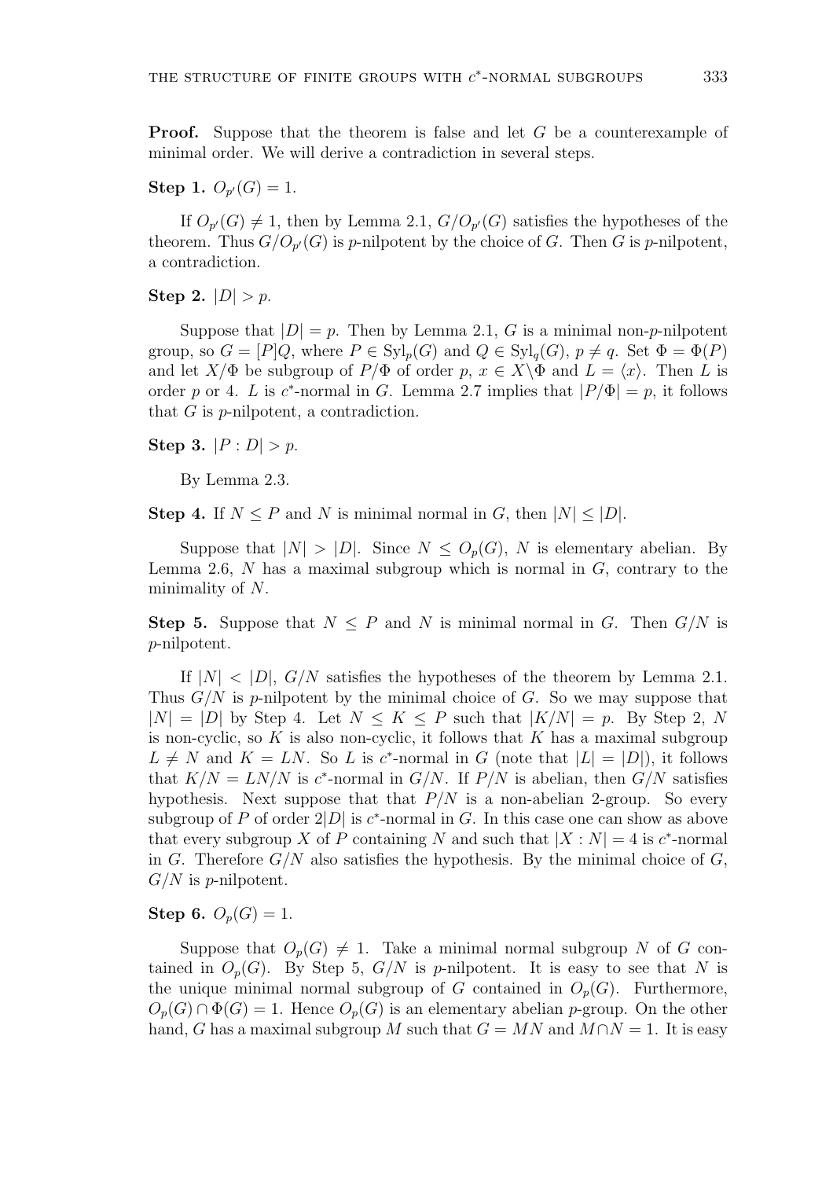**Proof.** Suppose that the theorem is false and let $G$ be a counterexample of minimal order. We will derive a contradiction in several steps.

**Step 1.** $O_{p'}(G) = 1$.

If $O_{p'}(G) \neq 1$, then by Lemma 2.1, $G/O_{p'}(G)$ satisfies the hypotheses of the theorem. Thus $G/O_{p'}(G)$ is $p$-nilpotent by the choice of $G$. Then $G$ is $p$-nilpotent, a contradiction.

**Step 2.** $|D| > p$.

Suppose that $|D| = p$. Then by Lemma 2.1, $G$ is a minimal non-$p$-nilpotent group, so $G = [P]Q$, where $P \in \mathrm{Syl}_p(G)$ and $Q \in \mathrm{Syl}_q(G)$, $p \neq q$. Set $\Phi = \Phi(P)$ and let $X/\Phi$ be subgroup of $P/\Phi$ of order $p$, $x \in X \backslash \Phi$ and $L = \langle x \rangle$. Then $L$ is order $p$ or 4. $L$ is $c^*$-normal in $G$. Lemma 2.7 implies that $|P/\Phi| = p$, it follows that $G$ is $p$-nilpotent, a contradiction.

**Step 3.** $|P : D| > p$.

By Lemma 2.3.

**Step 4.** If $N \leq P$ and $N$ is minimal normal in $G$, then $|N| \leq |D|$.

Suppose that $|N| > |D|$. Since $N \leq O_p(G)$, $N$ is elementary abelian. By Lemma 2.6, $N$ has a maximal subgroup which is normal in $G$, contrary to the minimality of $N$.

**Step 5.** Suppose that $N \leq P$ and $N$ is minimal normal in $G$. Then $G/N$ is $p$-nilpotent.

If $|N| < |D|$, $G/N$ satisfies the hypotheses of the theorem by Lemma 2.1. Thus $G/N$ is $p$-nilpotent by the minimal choice of $G$. So we may suppose that $|N| = |D|$ by Step 4. Let $N \leq K \leq P$ such that $|K/N| = p$. By Step 2, $N$ is non-cyclic, so $K$ is also non-cyclic, it follows that $K$ has a maximal subgroup $L \neq N$ and $K = LN$. So $L$ is $c^*$-normal in $G$ (note that $|L| = |D|$), it follows that $K/N = LN/N$ is $c^*$-normal in $G/N$. If $P/N$ is abelian, then $G/N$ satisfies hypothesis. Next suppose that that $P/N$ is a non-abelian 2-group. So every subgroup of $P$ of order $2|D|$ is $c^*$-normal in $G$. In this case one can show as above that every subgroup $X$ of $P$ containing $N$ and such that $|X : N| = 4$ is $c^*$-normal in $G$. Therefore $G/N$ also satisfies the hypothesis. By the minimal choice of $G$, $G/N$ is $p$-nilpotent.

**Step 6.** $O_p(G) = 1$.

Suppose that $O_p(G) \neq 1$. Take a minimal normal subgroup $N$ of $G$ contained in $O_p(G)$. By Step 5, $G/N$ is $p$-nilpotent. It is easy to see that $N$ is the unique minimal normal subgroup of $G$ contained in $O_p(G)$. Furthermore, $O_p(G) \cap \Phi(G) = 1$. Hence $O_p(G)$ is an elementary abelian $p$-group. On the other hand, $G$ has a maximal subgroup $M$ such that $G = MN$ and $M \cap N = 1$. It is easy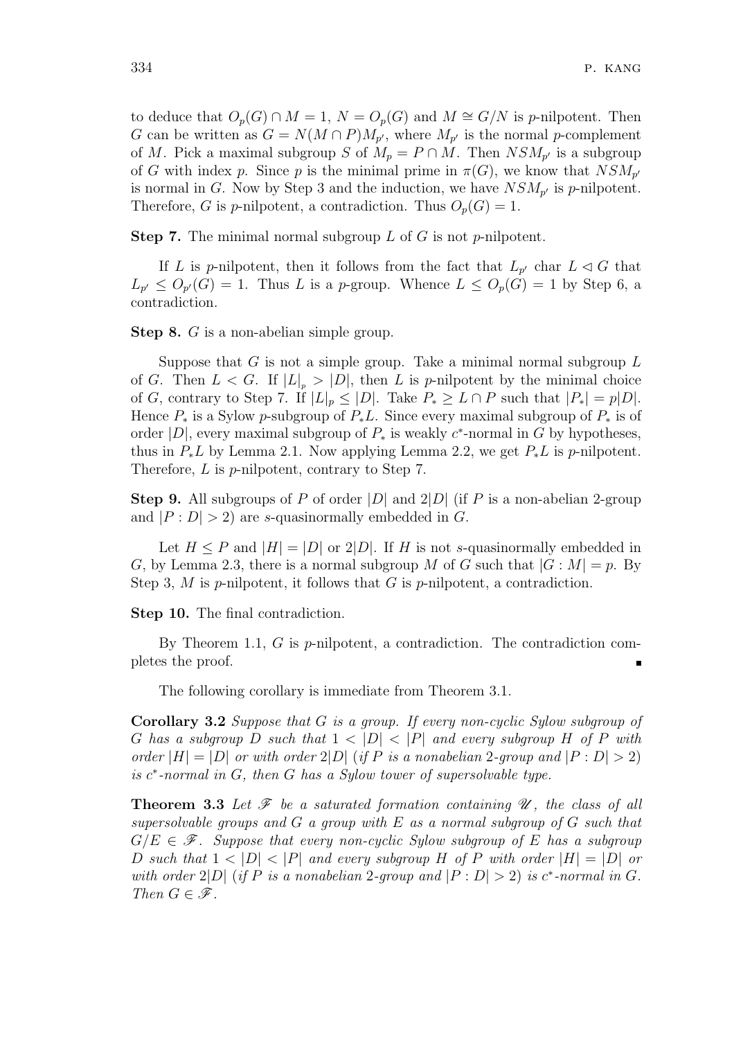to deduce that $O_p(G) \cap M = 1$, $N = O_p(G)$ and $M \cong G/N$ is $p$-nilpotent. Then $G$ can be written as $G = N(M \cap P)M_{p'}$, where $M_{p'}$ is the normal $p$-complement of $M$. Pick a maximal subgroup $S$ of $M_p = P \cap M$. Then $NSM_{p'}$ is a subgroup of $G$ with index $p$. Since $p$ is the minimal prime in $\pi(G)$, we know that $NSM_{p'}$ is normal in $G$. Now by Step 3 and the induction, we have $NSM_{p'}$ is $p$-nilpotent. Therefore, $G$ is $p$-nilpotent, a contradiction. Thus $O_p(G) = 1$.

**Step 7.** The minimal normal subgroup $L$ of $G$ is not $p$-nilpotent.

If $L$ is $p$-nilpotent, then it follows from the fact that $L_{p'}$ char $L \lhd G$ that $L_{p'} \leq O_{p'}(G) = 1$. Thus $L$ is a $p$-group. Whence $L \leq O_p(G) = 1$ by Step 6, a contradiction.

**Step 8.** $G$ is a non-abelian simple group.

Suppose that $G$ is not a simple group. Take a minimal normal subgroup $L$ of $G$. Then $L < G$. If $|L|_p > |D|$, then $L$ is $p$-nilpotent by the minimal choice of $G$, contrary to Step 7. If $|L|_p \leq |D|$. Take $P_* \geq L \cap P$ such that $|P_*| = p|D|$. Hence $P_*$ is a Sylow $p$-subgroup of $P_*L$. Since every maximal subgroup of $P_*$ is of order $|D|$, every maximal subgroup of $P_*$ is weakly $c^*$-normal in $G$ by hypotheses, thus in $P_*L$ by Lemma 2.1. Now applying Lemma 2.2, we get $P_*L$ is $p$-nilpotent. Therefore, $L$ is $p$-nilpotent, contrary to Step 7.

**Step 9.** All subgroups of $P$ of order $|D|$ and $2|D|$ (if $P$ is a non-abelian 2-group and $|P : D| > 2$) are $s$-quasinormally embedded in $G$.

Let $H \leq P$ and $|H| = |D|$ or $2|D|$. If $H$ is not $s$-quasinormally embedded in $G$, by Lemma 2.3, there is a normal subgroup $M$ of $G$ such that $|G : M| = p$. By Step 3, $M$ is $p$-nilpotent, it follows that $G$ is $p$-nilpotent, a contradiction.

**Step 10.** The final contradiction.

By Theorem 1.1, $G$ is $p$-nilpotent, a contradiction. The contradiction completes the proof. ∎

The following corollary is immediate from Theorem 3.1.

**Corollary 3.2** *Suppose that $G$ is a group. If every non-cyclic Sylow subgroup of $G$ has a subgroup $D$ such that $1 < |D| < |P|$ and every subgroup $H$ of $P$ with order $|H| = |D|$ or with order $2|D|$ (if $P$ is a nonabelian 2-group and $|P : D| > 2$) is $c^*$-normal in $G$, then $G$ has a Sylow tower of supersolvable type.*

**Theorem 3.3** *Let $\mathscr{F}$ be a saturated formation containing $\mathscr{U}$, the class of all supersolvable groups and $G$ a group with $E$ as a normal subgroup of $G$ such that $G/E \in \mathscr{F}$. Suppose that every non-cyclic Sylow subgroup of $E$ has a subgroup $D$ such that $1 < |D| < |P|$ and every subgroup $H$ of $P$ with order $|H| = |D|$ or with order $2|D|$ (if $P$ is a nonabelian 2-group and $|P : D| > 2$) is $c^*$-normal in $G$. Then $G \in \mathscr{F}$.*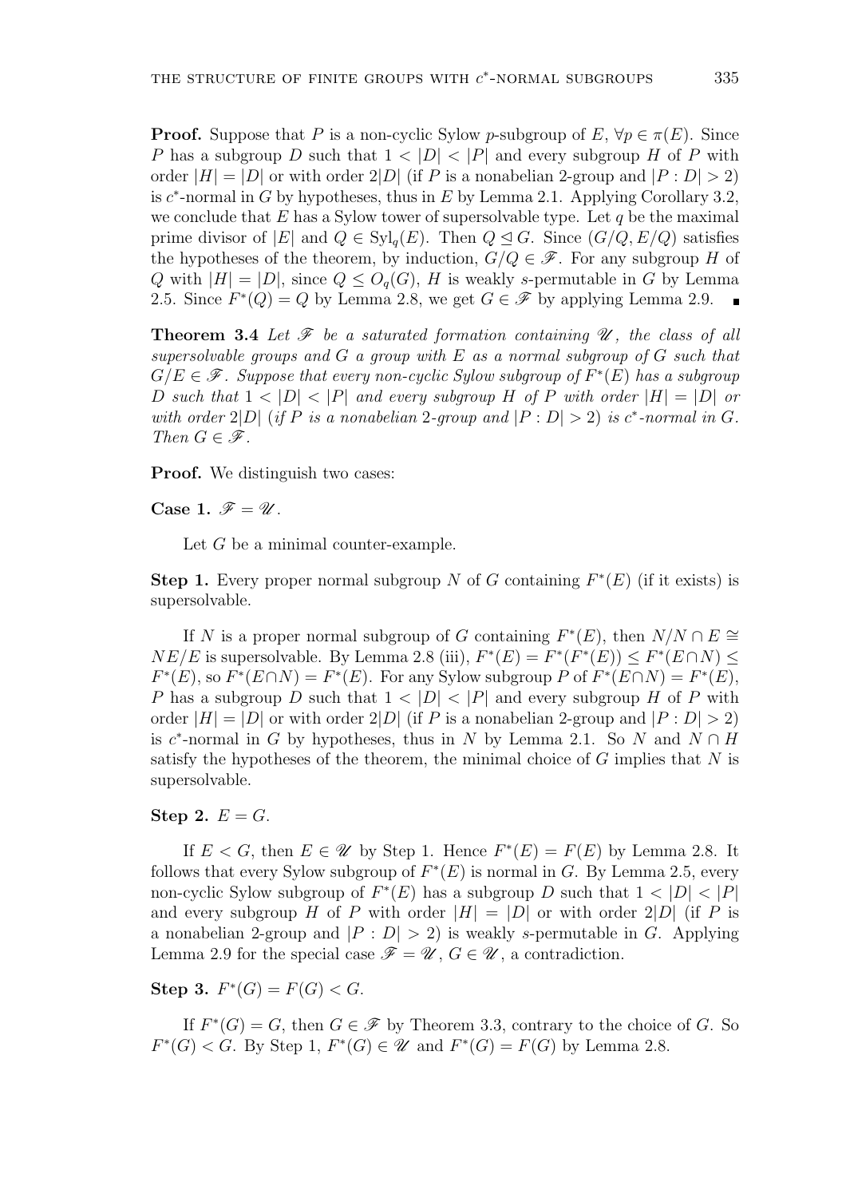**Proof.** Suppose that $P$ is a non-cyclic Sylow $p$-subgroup of $E$, $\forall p \in \pi(E)$. Since $P$ has a subgroup $D$ such that $1 < |D| < |P|$ and every subgroup $H$ of $P$ with order $|H| = |D|$ or with order $2|D|$ (if $P$ is a nonabelian 2-group and $|P : D| > 2$) is $c^*$-normal in $G$ by hypotheses, thus in $E$ by Lemma 2.1. Applying Corollary 3.2, we conclude that $E$ has a Sylow tower of supersolvable type. Let $q$ be the maximal prime divisor of $|E|$ and $Q \in \mathrm{Syl}_q(E)$. Then $Q \trianglelefteq G$. Since $(G/Q, E/Q)$ satisfies the hypotheses of the theorem, by induction, $G/Q \in \mathscr{F}$. For any subgroup $H$ of $Q$ with $|H| = |D|$, since $Q \leq O_q(G)$, $H$ is weakly $s$-permutable in $G$ by Lemma 2.5. Since $F^*(Q) = Q$ by Lemma 2.8, we get $G \in \mathscr{F}$ by applying Lemma 2.9. ∎

**Theorem 3.4** *Let $\mathscr{F}$ be a saturated formation containing $\mathscr{U}$, the class of all supersolvable groups and $G$ a group with $E$ as a normal subgroup of $G$ such that $G/E \in \mathscr{F}$. Suppose that every non-cyclic Sylow subgroup of $F^*(E)$ has a subgroup $D$ such that $1 < |D| < |P|$ and every subgroup $H$ of $P$ with order $|H| = |D|$ or with order $2|D|$ (if $P$ is a nonabelian 2-group and $|P : D| > 2$) is $c^*$-normal in $G$. Then $G \in \mathscr{F}$.*

**Proof.** We distinguish two cases:

**Case 1.** $\mathscr{F} = \mathscr{U}$.

Let $G$ be a minimal counter-example.

**Step 1.** Every proper normal subgroup $N$ of $G$ containing $F^*(E)$ (if it exists) is supersolvable.

If $N$ is a proper normal subgroup of $G$ containing $F^*(E)$, then $N/N \cap E \cong NE/E$ is supersolvable. By Lemma 2.8 (iii), $F^*(E) = F^*(F^*(E)) \leq F^*(E \cap N) \leq F^*(E)$, so $F^*(E \cap N) = F^*(E)$. For any Sylow subgroup $P$ of $F^*(E \cap N) = F^*(E)$, $P$ has a subgroup $D$ such that $1 < |D| < |P|$ and every subgroup $H$ of $P$ with order $|H| = |D|$ or with order $2|D|$ (if $P$ is a nonabelian 2-group and $|P : D| > 2$) is $c^*$-normal in $G$ by hypotheses, thus in $N$ by Lemma 2.1. So $N$ and $N \cap H$ satisfy the hypotheses of the theorem, the minimal choice of $G$ implies that $N$ is supersolvable.

**Step 2.** $E = G$.

If $E < G$, then $E \in \mathscr{U}$ by Step 1. Hence $F^*(E) = F(E)$ by Lemma 2.8. It follows that every Sylow subgroup of $F^*(E)$ is normal in $G$. By Lemma 2.5, every non-cyclic Sylow subgroup of $F^*(E)$ has a subgroup $D$ such that $1 < |D| < |P|$ and every subgroup $H$ of $P$ with order $|H| = |D|$ or with order $2|D|$ (if $P$ is a nonabelian 2-group and $|P : D| > 2$) is weakly $s$-permutable in $G$. Applying Lemma 2.9 for the special case $\mathscr{F} = \mathscr{U}$, $G \in \mathscr{U}$, a contradiction.

**Step 3.** $F^*(G) = F(G) < G$.

If $F^*(G) = G$, then $G \in \mathscr{F}$ by Theorem 3.3, contrary to the choice of $G$. So $F^*(G) < G$. By Step 1, $F^*(G) \in \mathscr{U}$ and $F^*(G) = F(G)$ by Lemma 2.8.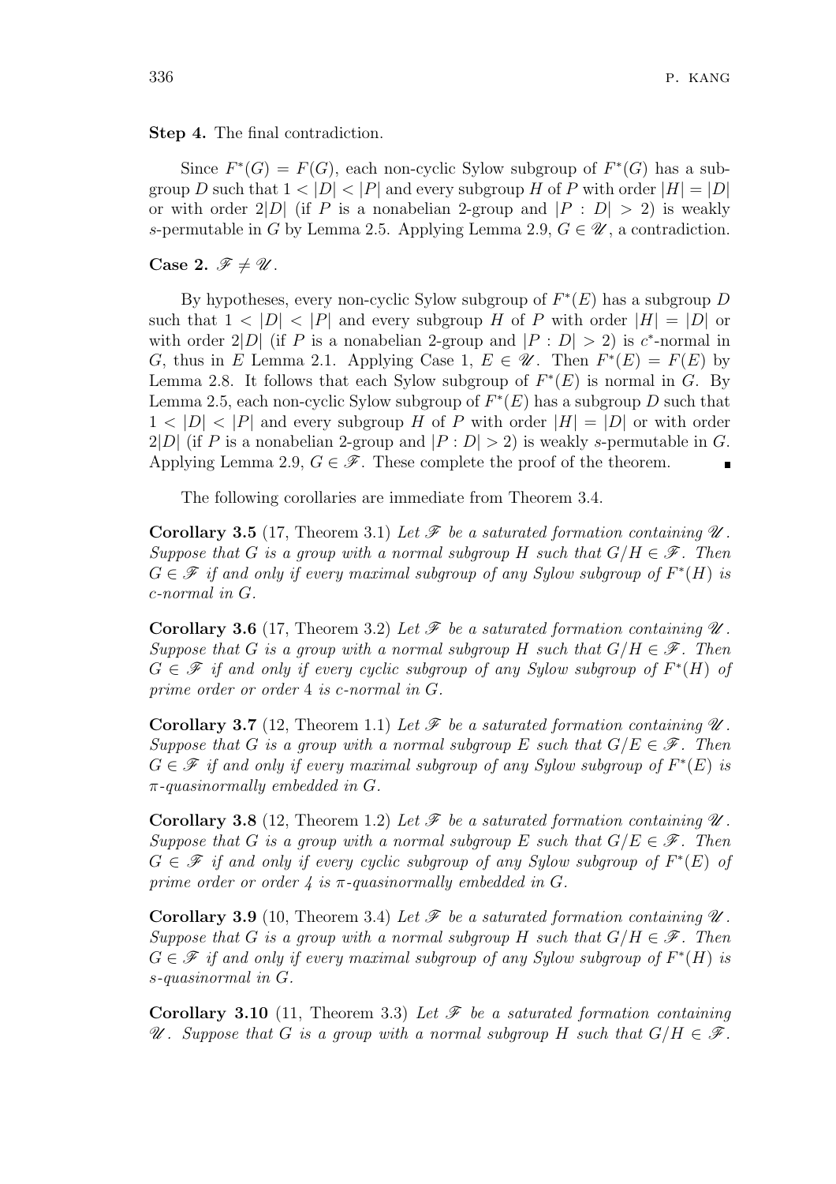**Step 4.** The final contradiction.

Since $F^*(G) = F(G)$, each non-cyclic Sylow subgroup of $F^*(G)$ has a subgroup $D$ such that $1 < |D| < |P|$ and every subgroup $H$ of $P$ with order $|H| = |D|$ or with order $2|D|$ (if $P$ is a nonabelian 2-group and $|P : D| > 2$) is weakly $s$-permutable in $G$ by Lemma 2.5. Applying Lemma 2.9, $G \in \mathscr{U}$, a contradiction.

**Case 2.** $\mathscr{F} \neq \mathscr{U}$.

By hypotheses, every non-cyclic Sylow subgroup of $F^*(E)$ has a subgroup $D$ such that $1 < |D| < |P|$ and every subgroup $H$ of $P$ with order $|H| = |D|$ or with order $2|D|$ (if $P$ is a nonabelian 2-group and $|P : D| > 2$) is $c^*$-normal in $G$, thus in $E$ Lemma 2.1. Applying Case 1, $E \in \mathscr{U}$. Then $F^*(E) = F(E)$ by Lemma 2.8. It follows that each Sylow subgroup of $F^*(E)$ is normal in $G$. By Lemma 2.5, each non-cyclic Sylow subgroup of $F^*(E)$ has a subgroup $D$ such that $1 < |D| < |P|$ and every subgroup $H$ of $P$ with order $|H| = |D|$ or with order $2|D|$ (if $P$ is a nonabelian 2-group and $|P : D| > 2$) is weakly $s$-permutable in $G$. Applying Lemma 2.9, $G \in \mathscr{F}$. These complete the proof of the theorem. ∎

The following corollaries are immediate from Theorem 3.4.

**Corollary 3.5** (17, Theorem 3.1) *Let $\mathscr{F}$ be a saturated formation containing $\mathscr{U}$. Suppose that $G$ is a group with a normal subgroup $H$ such that $G/H \in \mathscr{F}$. Then $G \in \mathscr{F}$ if and only if every maximal subgroup of any Sylow subgroup of $F^*(H)$ is $c$-normal in $G$.*

**Corollary 3.6** (17, Theorem 3.2) *Let $\mathscr{F}$ be a saturated formation containing $\mathscr{U}$. Suppose that $G$ is a group with a normal subgroup $H$ such that $G/H \in \mathscr{F}$. Then $G \in \mathscr{F}$ if and only if every cyclic subgroup of any Sylow subgroup of $F^*(H)$ of prime order or order 4 is $c$-normal in $G$.*

**Corollary 3.7** (12, Theorem 1.1) *Let $\mathscr{F}$ be a saturated formation containing $\mathscr{U}$. Suppose that $G$ is a group with a normal subgroup $E$ such that $G/E \in \mathscr{F}$. Then $G \in \mathscr{F}$ if and only if every maximal subgroup of any Sylow subgroup of $F^*(E)$ is $\pi$-quasinormally embedded in $G$.*

**Corollary 3.8** (12, Theorem 1.2) *Let $\mathscr{F}$ be a saturated formation containing $\mathscr{U}$. Suppose that $G$ is a group with a normal subgroup $E$ such that $G/E \in \mathscr{F}$. Then $G \in \mathscr{F}$ if and only if every cyclic subgroup of any Sylow subgroup of $F^*(E)$ of prime order or order 4 is $\pi$-quasinormally embedded in $G$.*

**Corollary 3.9** (10, Theorem 3.4) *Let $\mathscr{F}$ be a saturated formation containing $\mathscr{U}$. Suppose that $G$ is a group with a normal subgroup $H$ such that $G/H \in \mathscr{F}$. Then $G \in \mathscr{F}$ if and only if every maximal subgroup of any Sylow subgroup of $F^*(H)$ is $s$-quasinormal in $G$.*

**Corollary 3.10** (11, Theorem 3.3) *Let $\mathscr{F}$ be a saturated formation containing $\mathscr{U}$. Suppose that $G$ is a group with a normal subgroup $H$ such that $G/H \in \mathscr{F}$.*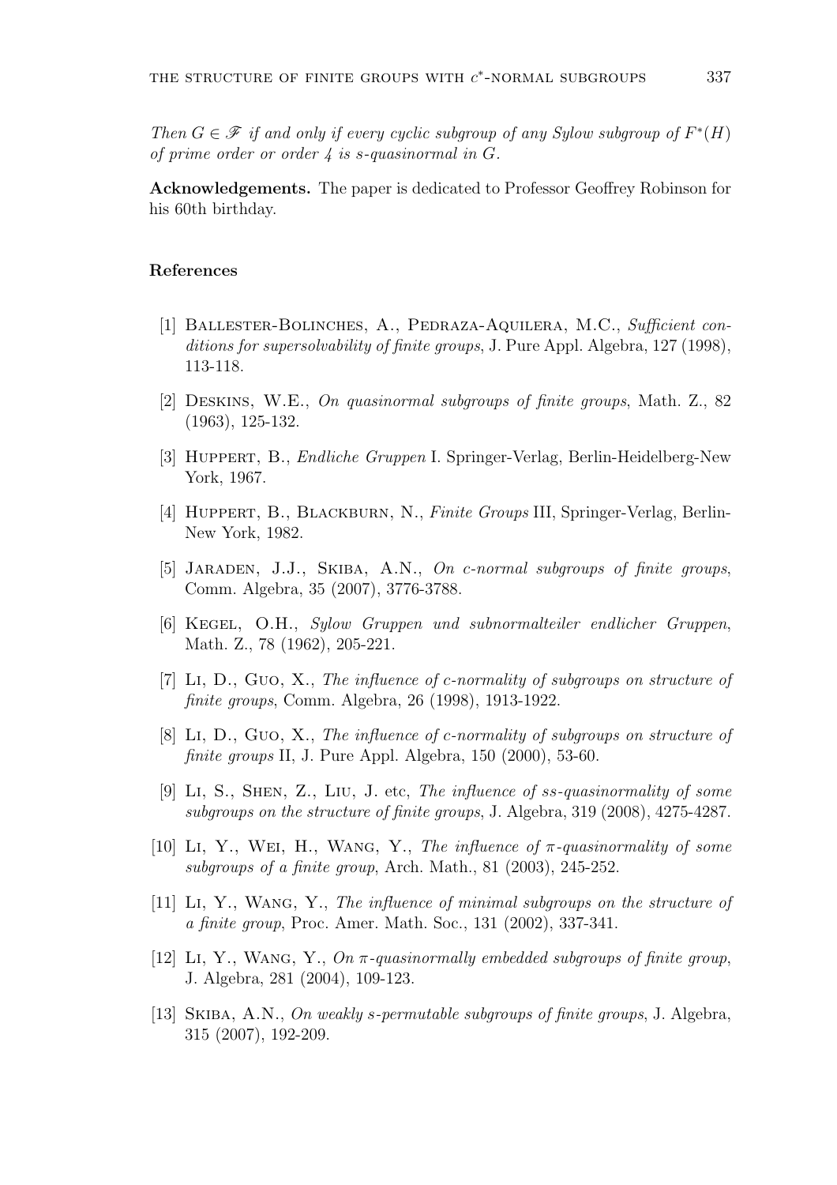*Then $G \in \mathscr{F}$ if and only if every cyclic subgroup of any Sylow subgroup of $F^*(H)$ of prime order or order 4 is s-quasinormal in $G$.*

**Acknowledgements.** The paper is dedicated to Professor Geoffrey Robinson for his 60th birthday.

## References

[1] Ballester-Bolinches, A., Pedraza-Aquilera, M.C., *Sufficient conditions for supersolvability of finite groups*, J. Pure Appl. Algebra, 127 (1998), 113-118.

[2] Deskins, W.E., *On quasinormal subgroups of finite groups*, Math. Z., 82 (1963), 125-132.

[3] Huppert, B., *Endliche Gruppen* I. Springer-Verlag, Berlin-Heidelberg-New York, 1967.

[4] Huppert, B., Blackburn, N., *Finite Groups* III, Springer-Verlag, Berlin-New York, 1982.

[5] Jaraden, J.J., Skiba, A.N., *On c-normal subgroups of finite groups*, Comm. Algebra, 35 (2007), 3776-3788.

[6] Kegel, O.H., *Sylow Gruppen und subnormalteiler endlicher Gruppen*, Math. Z., 78 (1962), 205-221.

[7] Li, D., Guo, X., *The influence of c-normality of subgroups on structure of finite groups*, Comm. Algebra, 26 (1998), 1913-1922.

[8] Li, D., Guo, X., *The influence of c-normality of subgroups on structure of finite groups* II, J. Pure Appl. Algebra, 150 (2000), 53-60.

[9] Li, S., Shen, Z., Liu, J. etc, *The influence of ss-quasinormality of some subgroups on the structure of finite groups*, J. Algebra, 319 (2008), 4275-4287.

[10] Li, Y., Wei, H., Wang, Y., *The influence of $\pi$-quasinormality of some subgroups of a finite group*, Arch. Math., 81 (2003), 245-252.

[11] Li, Y., Wang, Y., *The influence of minimal subgroups on the structure of a finite group*, Proc. Amer. Math. Soc., 131 (2002), 337-341.

[12] Li, Y., Wang, Y., *On $\pi$-quasinormally embedded subgroups of finite group*, J. Algebra, 281 (2004), 109-123.

[13] Skiba, A.N., *On weakly s-permutable subgroups of finite groups*, J. Algebra, 315 (2007), 192-209.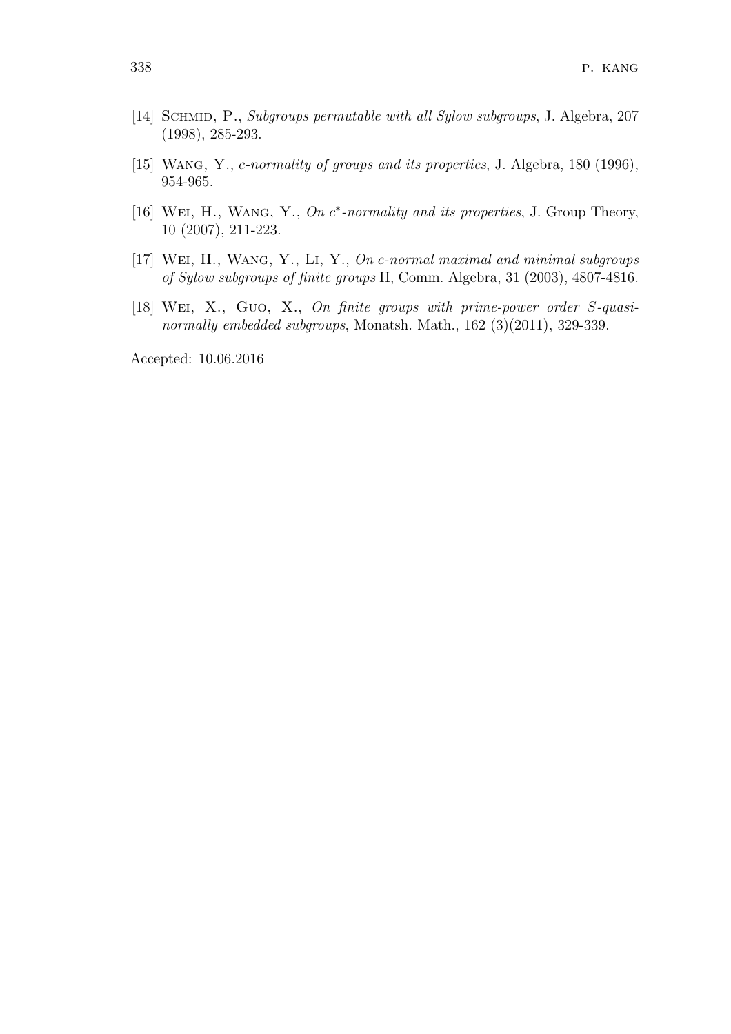[14] Schmid, P., *Subgroups permutable with all Sylow subgroups*, J. Algebra, 207 (1998), 285-293.

[15] Wang, Y., *c-normality of groups and its properties*, J. Algebra, 180 (1996), 954-965.

[16] Wei, H., Wang, Y., *On $c^*$-normality and its properties*, J. Group Theory, 10 (2007), 211-223.

[17] Wei, H., Wang, Y., Li, Y., *On c-normal maximal and minimal subgroups of Sylow subgroups of finite groups* II, Comm. Algebra, 31 (2003), 4807-4816.

[18] Wei, X., Guo, X., *On finite groups with prime-power order S-quasinormally embedded subgroups*, Monatsh. Math., 162 (3)(2011), 329-339.

Accepted: 10.06.2016